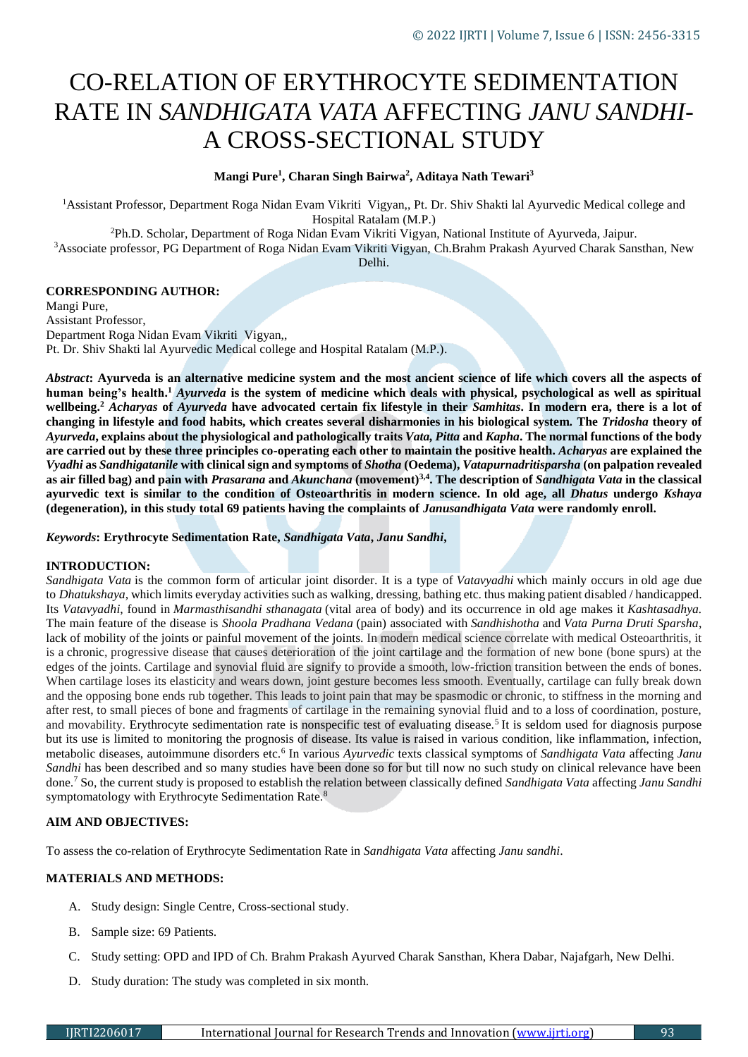# CO-RELATION OF ERYTHROCYTE SEDIMENTATION RATE IN *SANDHIGATA VATA* AFFECTING *JANU SANDHI*- A CROSS-SECTIONAL STUDY

**Mangi Pure[1], Charan Singh Bairwa[2], Aditaya Nath Tewari[3]**

[1]Assistant Professor, Department Roga Nidan Evam Vikriti Vigyan,, Pt. Dr. Shiv Shakti lal Ayurvedic Medical college and Hospital Ratalam (M.P.)

[2]Ph.D. Scholar, Department of Roga Nidan Evam Vikriti Vigyan, National Institute of Ayurveda, Jaipur.

[3]Associate professor, PG Department of Roga Nidan Evam Vikriti Vigyan, Ch.Brahm Prakash Ayurved Charak Sansthan, New Delhi.

**CORRESPONDING AUTHOR:**

Mangi Pure,
Assistant Professor,
Department Roga Nidan Evam Vikriti Vigyan,,
Pt. Dr. Shiv Shakti lal Ayurvedic Medical college and Hospital Ratalam (M.P.).

***Abstract*: Ayurveda is an alternative medicine system and the most ancient science of life which covers all the aspects of human being's health.[1] *Ayurveda* is the system of medicine which deals with physical, psychological as well as spiritual wellbeing.[2] *Acharyas* of *Ayurveda* have advocated certain fix lifestyle in their *Samhitas*. In modern era, there is a lot of changing in lifestyle and food habits, which creates several disharmonies in his biological system. The *Tridosha* theory of *Ayurveda*, explains about the physiological and pathologically traits *Vata*, *Pitta* and *Kapha*. The normal functions of the body are carried out by these three principles co-operating each other to maintain the positive health. *Acharyas* are explained the *Vyadhi* as *Sandhigatanile* with clinical sign and symptoms of *Shotha* (Oedema), *Vatapurnadritisparsha* (on palpation revealed as air filled bag) and pain with *Prasarana* and *Akunchana* (movement)[3,4]. The description of *Sandhigata Vata* in the classical ayurvedic text is similar to the condition of Osteoarthritis in modern science. In old age, all *Dhatus* undergo *Kshaya* (degeneration), in this study total 69 patients having the complaints of *Janusandhigata Vata* were randomly enroll.**

***Keywords*: Erythrocyte Sedimentation Rate, *Sandhigata Vata*, *Janu Sandhi*,**

## INTRODUCTION:

*Sandhigata Vata* is the common form of articular joint disorder. It is a type of *Vatavyadhi* which mainly occurs in old age due to *Dhatukshaya*, which limits everyday activities such as walking, dressing, bathing etc. thus making patient disabled / handicapped. Its *Vatavyadhi*, found in *Marmasthisandhi sthanagata* (vital area of body) and its occurrence in old age makes it *Kashtasadhya*. The main feature of the disease is *Shoola Pradhana Vedana* (pain) associated with *Sandhishotha* and *Vata Purna Druti Sparsha*, lack of mobility of the joints or painful movement of the joints. In modern medical science correlate with medical Osteoarthritis, it is a chronic, progressive disease that causes deterioration of the joint cartilage and the formation of new bone (bone spurs) at the edges of the joints. Cartilage and synovial fluid are signify to provide a smooth, low-friction transition between the ends of bones. When cartilage loses its elasticity and wears down, joint gesture becomes less smooth. Eventually, cartilage can fully break down and the opposing bone ends rub together. This leads to joint pain that may be spasmodic or chronic, to stiffness in the morning and after rest, to small pieces of bone and fragments of cartilage in the remaining synovial fluid and to a loss of coordination, posture, and movability. Erythrocyte sedimentation rate is nonspecific test of evaluating disease.[5] It is seldom used for diagnosis purpose but its use is limited to monitoring the prognosis of disease. Its value is raised in various condition, like inflammation, infection, metabolic diseases, autoimmune disorders etc.[6] In various *Ayurvedic* texts classical symptoms of *Sandhigata Vata* affecting *Janu Sandhi* has been described and so many studies have been done so for but till now no such study on clinical relevance have been done.[7] So, the current study is proposed to establish the relation between classically defined *Sandhigata Vata* affecting *Janu Sandhi* symptomatology with Erythrocyte Sedimentation Rate.[8]

## AIM AND OBJECTIVES:

To assess the co-relation of Erythrocyte Sedimentation Rate in *Sandhigata Vata* affecting *Janu sandhi*.

## MATERIALS AND METHODS:

A. Study design: Single Centre, Cross-sectional study.

B. Sample size: 69 Patients.

C. Study setting: OPD and IPD of Ch. Brahm Prakash Ayurved Charak Sansthan, Khera Dabar, Najafgarh, New Delhi.

D. Study duration: The study was completed in six month.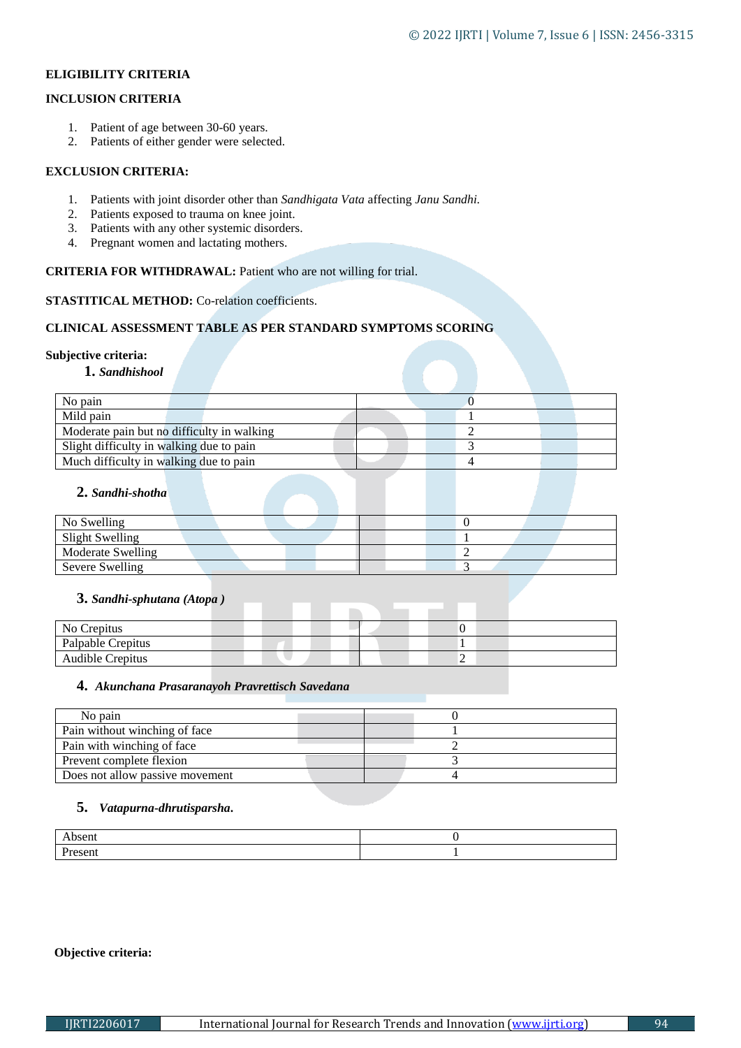**ELIGIBILITY CRITERIA**

**INCLUSION CRITERIA**

1. Patient of age between 30-60 years.
2. Patients of either gender were selected.

**EXCLUSION CRITERIA:**

1. Patients with joint disorder other than *Sandhigata Vata* affecting *Janu Sandhi.*
2. Patients exposed to trauma on knee joint.
3. Patients with any other systemic disorders.
4. Pregnant women and lactating mothers.

**CRITERIA FOR WITHDRAWAL:** Patient who are not willing for trial.

**STASTITICAL METHOD:** Co-relation coefficients.

**CLINICAL ASSESSMENT TABLE AS PER STANDARD SYMPTOMS SCORING**

**Subjective criteria:**

**1.** ***Sandhishool***

| | |
|---|---|
| No pain | 0 |
| Mild pain | 1 |
| Moderate pain but no difficulty in walking | 2 |
| Slight difficulty in walking due to pain | 3 |
| Much difficulty in walking due to pain | 4 |

**2.** ***Sandhi-shotha***

| | |
|---|---|
| No Swelling | 0 |
| Slight Swelling | 1 |
| Moderate Swelling | 2 |
| Severe Swelling | 3 |

**3.** ***Sandhi-sphutana (Atopa )***

| | |
|---|---|
| No Crepitus | 0 |
| Palpable Crepitus | 1 |
| Audible Crepitus | 2 |

**4.** ***Akunchana Prasaranayoh Pravrettisch Savedana***

| | |
|---|---|
| No pain | 0 |
| Pain without winching of face | 1 |
| Pain with winching of face | 2 |
| Prevent complete flexion | 3 |
| Does not allow passive movement | 4 |

**5.** ***Vatapurna-dhrutisparsha.***

| | |
|---|---|
| Absent | 0 |
| Present | 1 |

**Objective criteria:**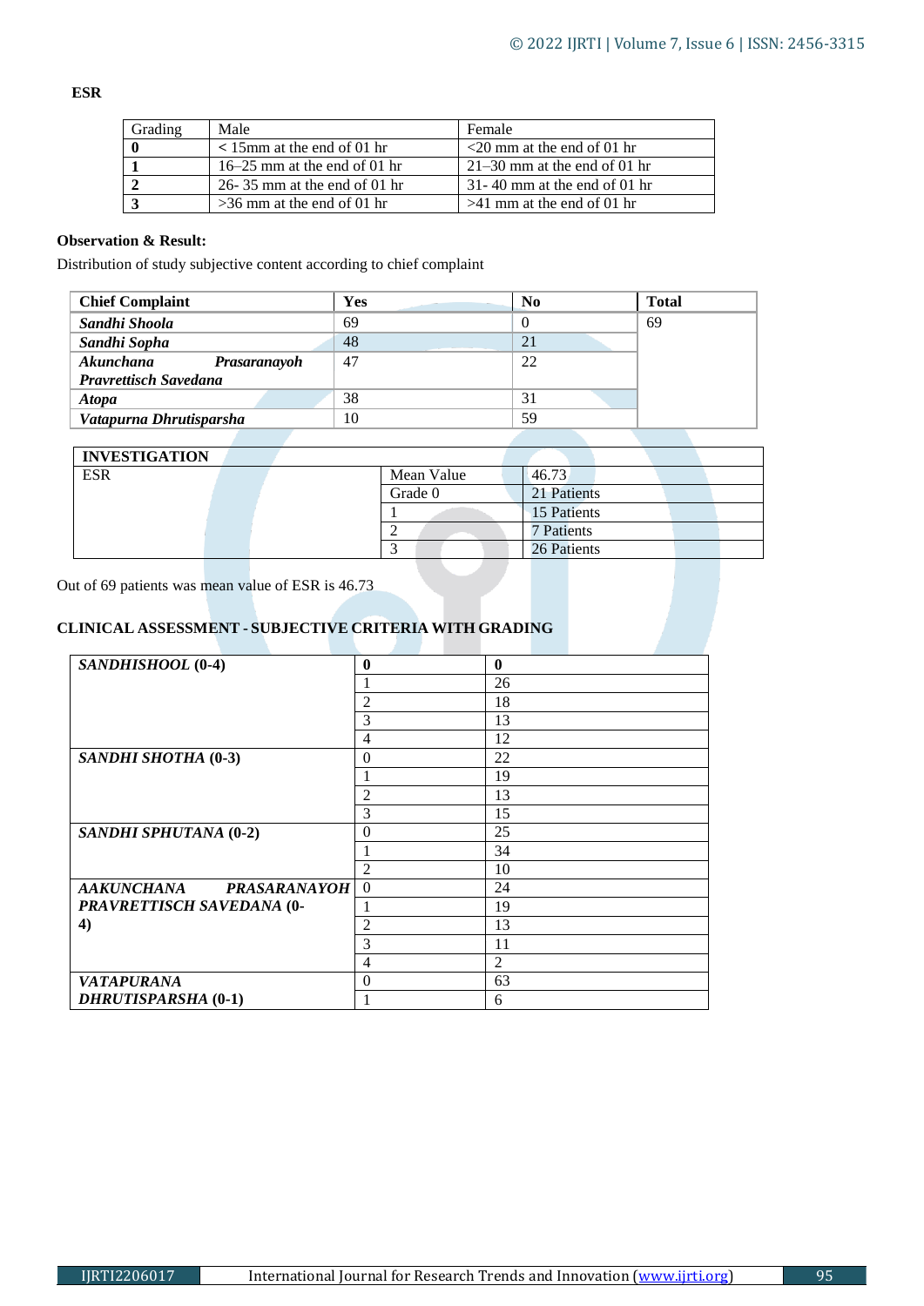**ESR**

| Grading | Male | Female |
|---|---|---|
| **0** | < 15mm at the end of 01 hr | <20 mm at the end of 01 hr |
| **1** | 16–25 mm at the end of 01 hr | 21–30 mm at the end of 01 hr |
| **2** | 26- 35 mm at the end of 01 hr | 31- 40 mm at the end of 01 hr |
| **3** | >36 mm at the end of 01 hr | >41 mm at the end of 01 hr |

**Observation & Result:**

Distribution of study subjective content according to chief complaint

| Chief Complaint | Yes | No | Total |
|---|---|---|---|
| ***Sandhi Shoola*** | 69 | 0 | 69 |
| ***Sandhi Sopha*** | 48 | 21 | |
| ***Akunchana Prasaranayoh Pravrettisch Savedana*** | 47 | 22 | |
| ***Atopa*** | 38 | 31 | |
| ***Vatapurna Dhrutisparsha*** | 10 | 59 | |

| INVESTIGATION | | |
|---|---|---|
| ESR | Mean Value | 46.73 |
| | Grade 0 | 21 Patients |
| | 1 | 15 Patients |
| | 2 | 7 Patients |
| | 3 | 26 Patients |

Out of 69 patients was mean value of ESR is 46.73

**CLINICAL ASSESSMENT - SUBJECTIVE CRITERIA WITH GRADING**

| ***SANDHISHOOL* (0-4)** | **0** | **0** |
|---|---|---|
| | 1 | 26 |
| | 2 | 18 |
| | 3 | 13 |
| | 4 | 12 |
| ***SANDHI SHOTHA* (0-3)** | 0 | 22 |
| | 1 | 19 |
| | 2 | 13 |
| | 3 | 15 |
| ***SANDHI SPHUTANA* (0-2)** | 0 | 25 |
| | 1 | 34 |
| | 2 | 10 |
| ***AAKUNCHANA PRASARANAYOH PRAVRETTISCH SAVEDANA* (0-4)** | 0 | 24 |
| | 1 | 19 |
| | 2 | 13 |
| | 3 | 11 |
| | 4 | 2 |
| ***VATAPURANA DHRUTISPARSHA* (0-1)** | 0 | 63 |
| | 1 | 6 |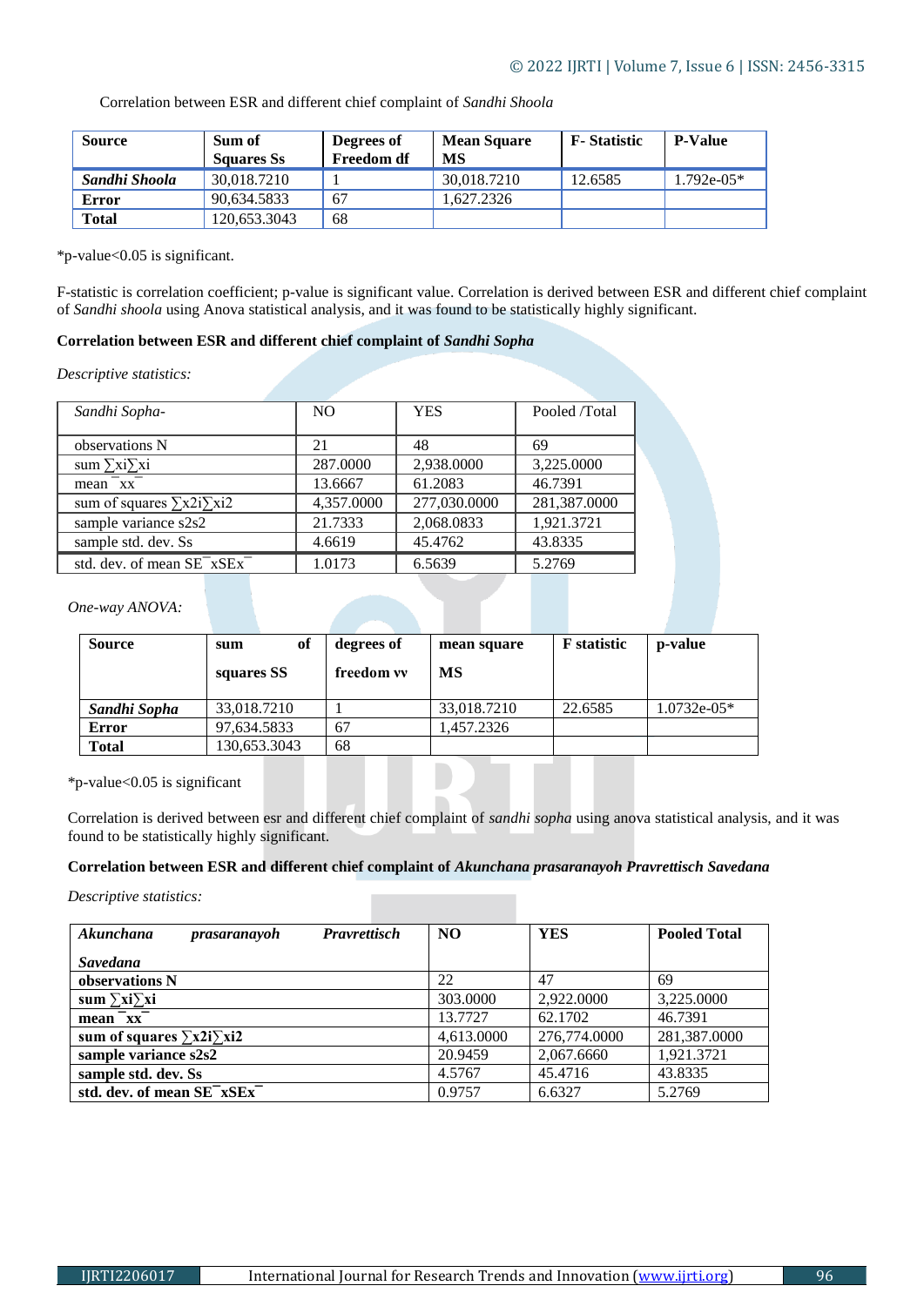Correlation between ESR and different chief complaint of *Sandhi Shoola*

| Source | Sum of Squares Ss | Degrees of Freedom df | Mean Square MS | F- Statistic | P-Value |
|---|---|---|---|---|---|
| ***Sandhi Shoola*** | 30,018.7210 | 1 | 30,018.7210 | 12.6585 | 1.792e-05* |
| **Error** | 90,634.5833 | 67 | 1,627.2326 | | |
| **Total** | 120,653.3043 | 68 | | | |

*p-value<0.05 is significant.

F-statistic is correlation coefficient; p-value is significant value. Correlation is derived between ESR and different chief complaint of *Sandhi shoola* using Anova statistical analysis, and it was found to be statistically highly significant.

**Correlation between ESR and different chief complaint of *Sandhi Sopha***

*Descriptive statistics:*

| *Sandhi Sopha-* | NO | YES | Pooled /Total |
|---|---|---|---|
| observations N | 21 | 48 | 69 |
| sum ∑xi∑xi | 287.0000 | 2,938.0000 | 3,225.0000 |
| mean ¯xx¯ | 13.6667 | 61.2083 | 46.7391 |
| sum of squares ∑x2i∑xi2 | 4,357.0000 | 277,030.0000 | 281,387.0000 |
| sample variance s2s2 | 21.7333 | 2,068.0833 | 1,921.3721 |
| sample std. dev. Ss | 4.6619 | 45.4762 | 43.8335 |
| std. dev. of mean SE¯xSEx¯ | 1.0173 | 6.5639 | 5.2769 |

*One-way ANOVA:*

| Source | sum of squares SS | degrees of freedom vv | mean square MS | F statistic | p-value |
|---|---|---|---|---|---|
| ***Sandhi Sopha*** | 33,018.7210 | 1 | 33,018.7210 | 22.6585 | 1.0732e-05* |
| **Error** | 97,634.5833 | 67 | 1,457.2326 | | |
| **Total** | 130,653.3043 | 68 | | | |

*p-value<0.05 is significant

Correlation is derived between esr and different chief complaint of *sandhi sopha* using anova statistical analysis, and it was found to be statistically highly significant.

**Correlation between ESR and different chief complaint of *Akunchana prasaranayoh Pravrettisch Savedana***

*Descriptive statistics:*

| ***Akunchana prasaranayoh Pravrettisch Savedana*** | **NO** | **YES** | **Pooled Total** |
|---|---|---|---|
| **observations N** | 22 | 47 | 69 |
| **sum ∑xi∑xi** | 303.0000 | 2,922.0000 | 3,225.0000 |
| **mean ¯xx¯** | 13.7727 | 62.1702 | 46.7391 |
| **sum of squares ∑x2i∑xi2** | 4,613.0000 | 276,774.0000 | 281,387.0000 |
| **sample variance s2s2** | 20.9459 | 2,067.6660 | 1,921.3721 |
| **sample std. dev. Ss** | 4.5767 | 45.4716 | 43.8335 |
| **std. dev. of mean SE¯xSEx¯** | 0.9757 | 6.6327 | 5.2769 |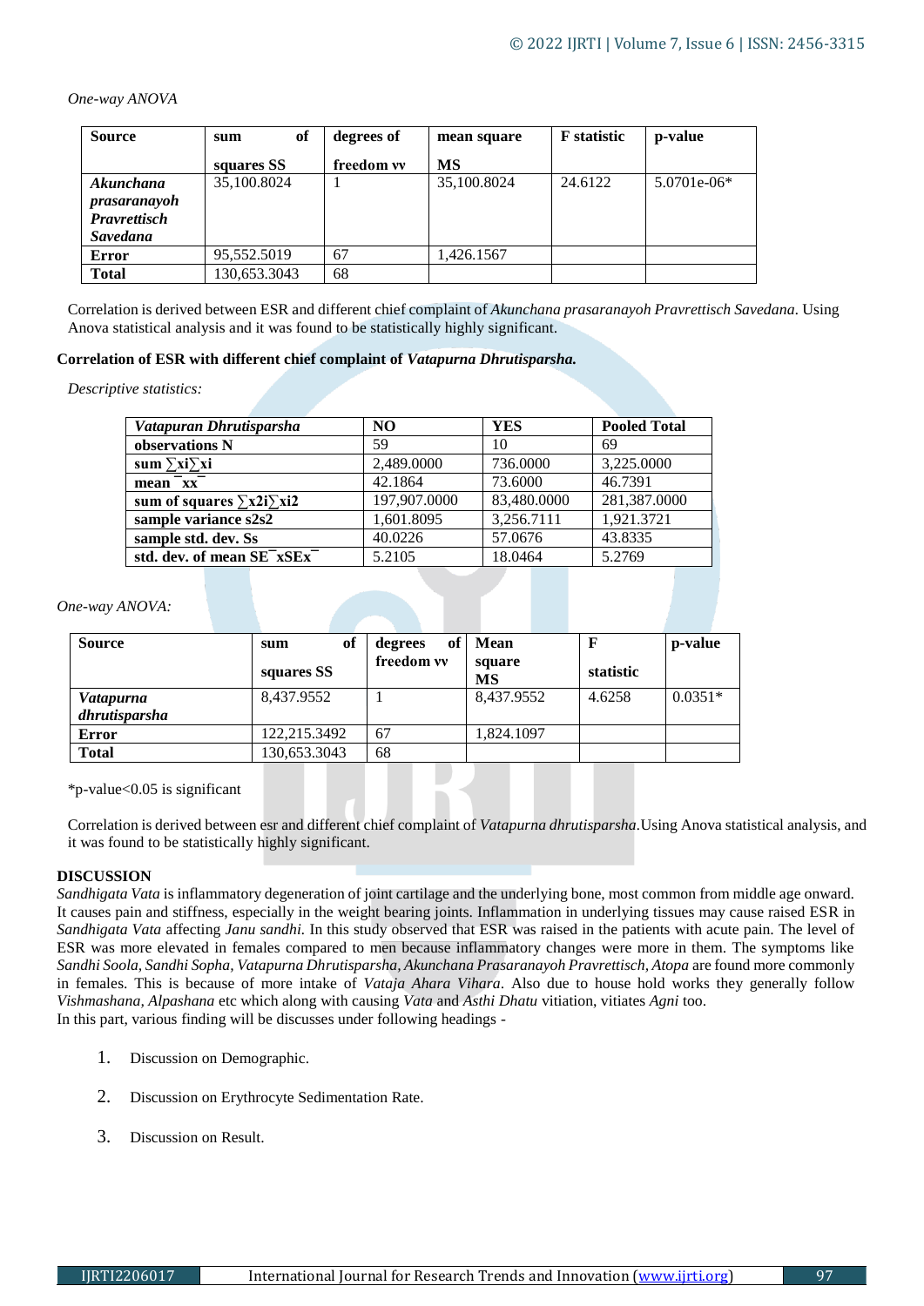*One-way ANOVA*

| Source | sum of squares SS | degrees of freedom νν | mean square MS | F statistic | p-value |
|---|---|---|---|---|---|
| ***Akunchana prasaranayoh Pravrettisch Savedana*** | 35,100.8024 | 1 | 35,100.8024 | 24.6122 | 5.0701e-06* |
| **Error** | 95,552.5019 | 67 | 1,426.1567 | | |
| **Total** | 130,653.3043 | 68 | | | |

Correlation is derived between ESR and different chief complaint of *Akunchana prasaranayoh Pravrettisch Savedana*. Using Anova statistical analysis and it was found to be statistically highly significant.

**Correlation of ESR with different chief complaint of *Vatapurna Dhrutisparsha.***

*Descriptive statistics:*

| *Vatapuran Dhrutisparsha* | NO | YES | Pooled Total |
|---|---|---|---|
| **observations N** | 59 | 10 | 69 |
| **sum ∑xi∑xi** | 2,489.0000 | 736.0000 | 3,225.0000 |
| **mean ¯xx¯** | 42.1864 | 73.6000 | 46.7391 |
| **sum of squares ∑x2i∑xi2** | 197,907.0000 | 83,480.0000 | 281,387.0000 |
| **sample variance s2s2** | 1,601.8095 | 3,256.7111 | 1,921.3721 |
| **sample std. dev. Ss** | 40.0226 | 57.0676 | 43.8335 |
| **std. dev. of mean SE¯xSEx¯** | 5.2105 | 18.0464 | 5.2769 |

*One-way ANOVA:*

| Source | sum of squares SS | degrees of freedom νν | Mean square MS | F statistic | p-value |
|---|---|---|---|---|---|
| ***Vatapurna dhrutisparsha*** | 8,437.9552 | 1 | 8,437.9552 | 4.6258 | 0.0351* |
| **Error** | 122,215.3492 | 67 | 1,824.1097 | | |
| **Total** | 130,653.3043 | 68 | | | |

*p-value<0.05 is significant

Correlation is derived between esr and different chief complaint of *Vatapurna dhrutisparsha*.Using Anova statistical analysis, and it was found to be statistically highly significant.

## DISCUSSION

*Sandhigata Vata* is inflammatory degeneration of joint cartilage and the underlying bone, most common from middle age onward. It causes pain and stiffness, especially in the weight bearing joints. Inflammation in underlying tissues may cause raised ESR in *Sandhigata Vata* affecting *Janu sandhi.* In this study observed that ESR was raised in the patients with acute pain. The level of ESR was more elevated in females compared to men because inflammatory changes were more in them. The symptoms like *Sandhi Soola, Sandhi Sopha, Vatapurna Dhrutisparsha, Akunchana Prasaranayoh Pravrettisch, Atopa* are found more commonly in females. This is because of more intake of *Vataja Ahara Vihara*. Also due to house hold works they generally follow *Vishmashana, Alpashana* etc which along with causing *Vata* and *Asthi Dhatu* vitiation, vitiates *Agni* too.
In this part, various finding will be discusses under following headings -

1. Discussion on Demographic.
2. Discussion on Erythrocyte Sedimentation Rate.
3. Discussion on Result.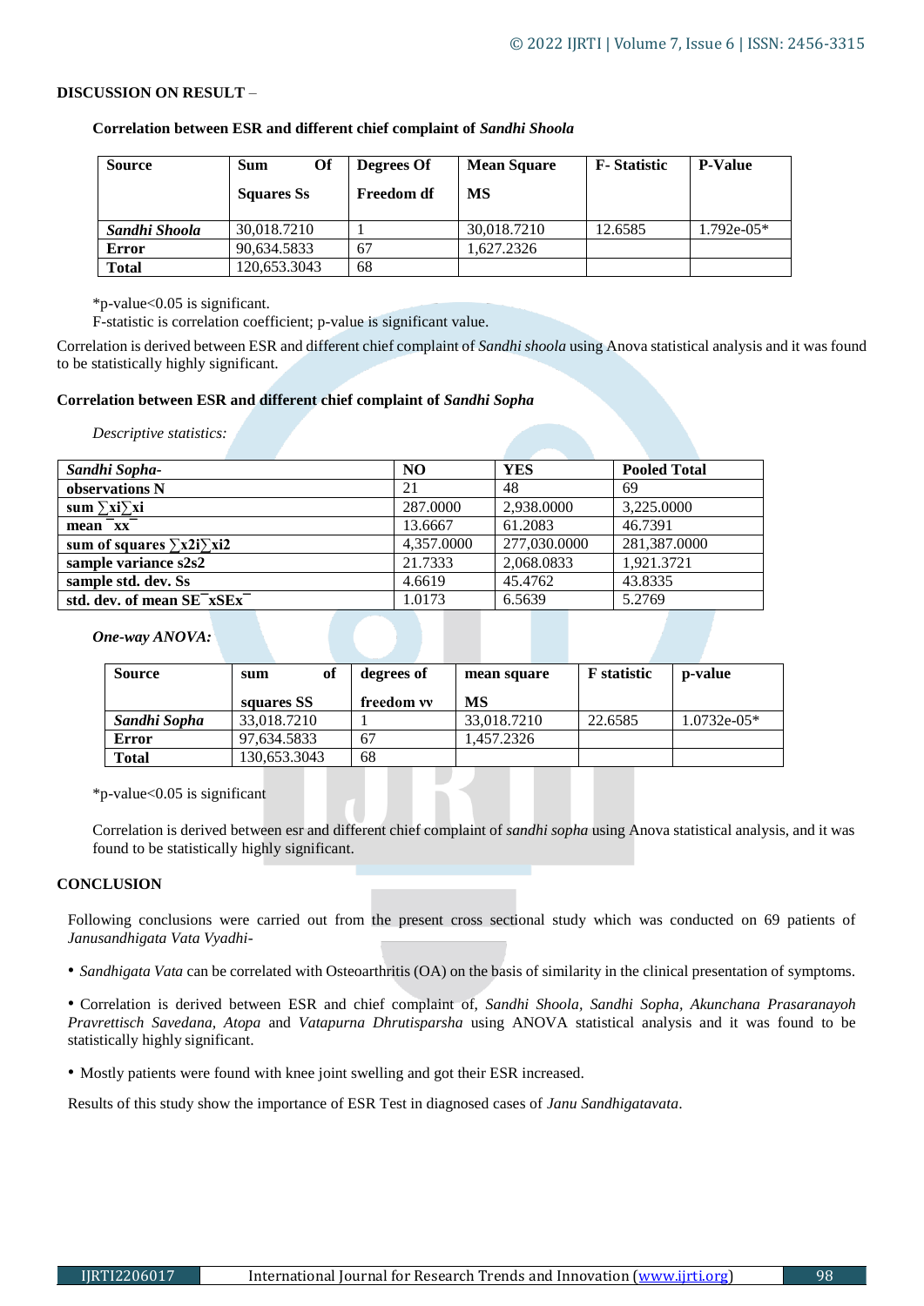**DISCUSSION ON RESULT** –

**Correlation between ESR and different chief complaint of *Sandhi Shoola***

| Source | Sum Of Squares Ss | Degrees Of Freedom df | Mean Square MS | F- Statistic | P-Value |
|---|---|---|---|---|---|
| ***Sandhi Shoola*** | 30,018.7210 | 1 | 30,018.7210 | 12.6585 | 1.792e-05* |
| **Error** | 90,634.5833 | 67 | 1,627.2326 | | |
| **Total** | 120,653.3043 | 68 | | | |

*p-value<0.05 is significant.

F-statistic is correlation coefficient; p-value is significant value.

Correlation is derived between ESR and different chief complaint of *Sandhi shoola* using Anova statistical analysis and it was found to be statistically highly significant.

**Correlation between ESR and different chief complaint of *Sandhi Sopha***

*Descriptive statistics:*

| *Sandhi Sopha-* | NO | YES | Pooled Total |
|---|---|---|---|
| **observations N** | 21 | 48 | 69 |
| **sum ∑xi∑xi** | 287.0000 | 2,938.0000 | 3,225.0000 |
| **mean ¯xx¯** | 13.6667 | 61.2083 | 46.7391 |
| **sum of squares ∑x2i∑xi2** | 4,357.0000 | 277,030.0000 | 281,387.0000 |
| **sample variance s2s2** | 21.7333 | 2,068.0833 | 1,921.3721 |
| **sample std. dev. Ss** | 4.6619 | 45.4762 | 43.8335 |
| **std. dev. of mean SE¯xSEx¯** | 1.0173 | 6.5639 | 5.2769 |

*One-way ANOVA:*

| Source | sum of squares SS | degrees of freedom vv | mean square MS | F statistic | p-value |
|---|---|---|---|---|---|
| ***Sandhi Sopha*** | 33,018.7210 | 1 | 33,018.7210 | 22.6585 | 1.0732e-05* |
| **Error** | 97,634.5833 | 67 | 1,457.2326 | | |
| **Total** | 130,653.3043 | 68 | | | |

*p-value<0.05 is significant

Correlation is derived between esr and different chief complaint of *sandhi sopha* using Anova statistical analysis, and it was found to be statistically highly significant.

**CONCLUSION**

Following conclusions were carried out from the present cross sectional study which was conducted on 69 patients of *Janusandhigata Vata Vyadhi-*

- *Sandhigata Vata* can be correlated with Osteoarthritis (OA) on the basis of similarity in the clinical presentation of symptoms.
- Correlation is derived between ESR and chief complaint of, *Sandhi Shoola, Sandhi Sopha, Akunchana Prasaranayoh Pravrettisch Savedana, Atopa* and *Vatapurna Dhrutisparsha* using ANOVA statistical analysis and it was found to be statistically highly significant.
- Mostly patients were found with knee joint swelling and got their ESR increased.

Results of this study show the importance of ESR Test in diagnosed cases of *Janu Sandhigatavata*.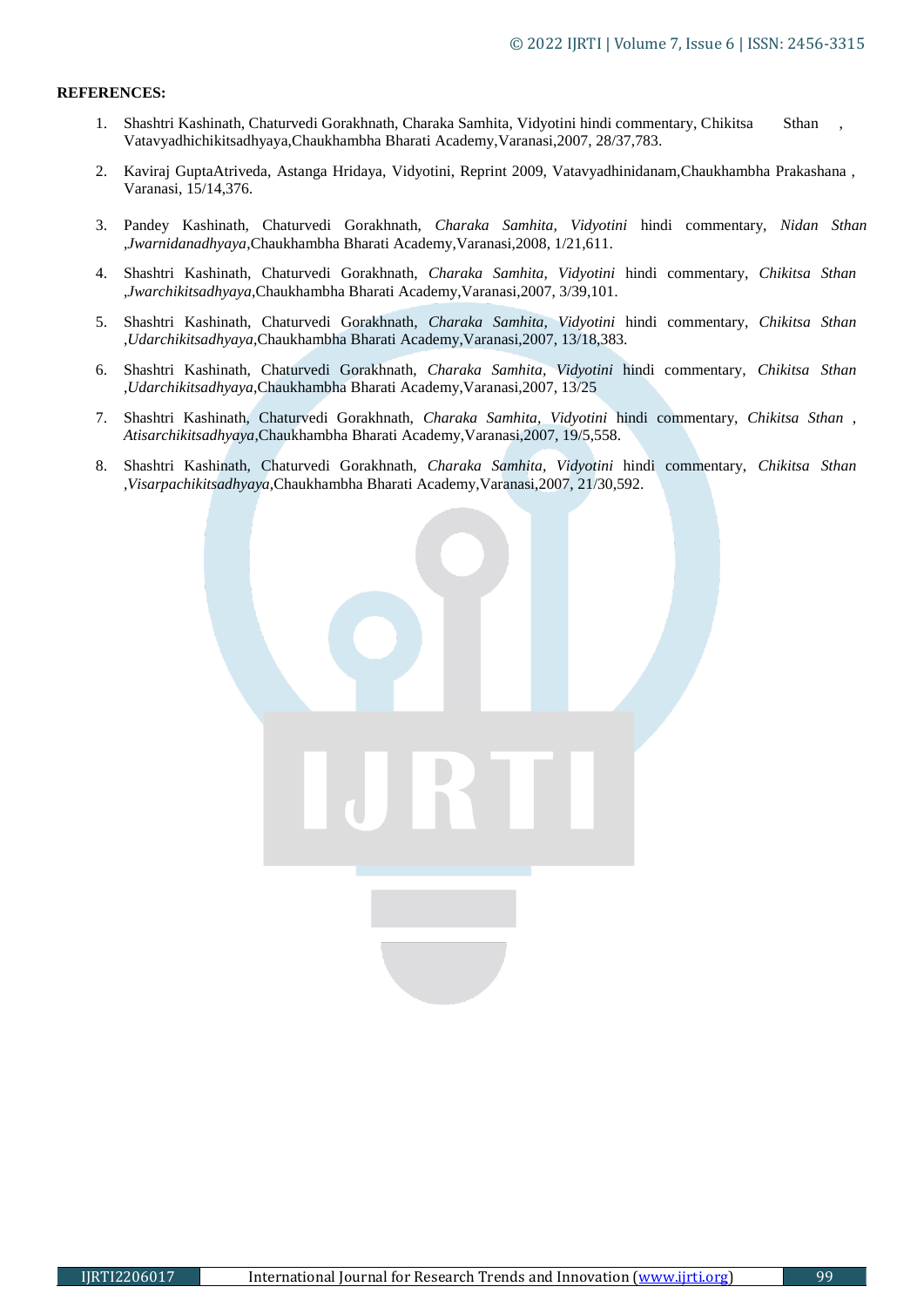**REFERENCES:**

1. Shashtri Kashinath, Chaturvedi Gorakhnath, Charaka Samhita, Vidyotini hindi commentary, Chikitsa Sthan , Vatavyadhichikitsadhyaya,Chaukhambha Bharati Academy,Varanasi,2007, 28/37,783.
2. Kaviraj GuptaAtriveda, Astanga Hridaya, Vidyotini, Reprint 2009, Vatavyadhinidanam,Chaukhambha Prakashana , Varanasi, 15/14,376.
3. Pandey Kashinath, Chaturvedi Gorakhnath, *Charaka Samhita, Vidyotini* hindi commentary, *Nidan Sthan ,Jwarnidanadhyaya*,Chaukhambha Bharati Academy,Varanasi,2008, 1/21,611.
4. Shashtri Kashinath, Chaturvedi Gorakhnath, *Charaka Samhita, Vidyotini* hindi commentary, *Chikitsa Sthan ,Jwarchikitsadhyaya*,Chaukhambha Bharati Academy,Varanasi,2007, 3/39,101.
5. Shashtri Kashinath, Chaturvedi Gorakhnath, *Charaka Samhita, Vidyotini* hindi commentary, *Chikitsa Sthan ,Udarchikitsadhyaya*,Chaukhambha Bharati Academy,Varanasi,2007, 13/18,383.
6. Shashtri Kashinath, Chaturvedi Gorakhnath, *Charaka Samhita, Vidyotini* hindi commentary, *Chikitsa Sthan ,Udarchikitsadhyaya*,Chaukhambha Bharati Academy,Varanasi,2007, 13/25
7. Shashtri Kashinath, Chaturvedi Gorakhnath, *Charaka Samhita, Vidyotini* hindi commentary, *Chikitsa Sthan , Atisarchikitsadhyaya*,Chaukhambha Bharati Academy,Varanasi,2007, 19/5,558.
8. Shashtri Kashinath, Chaturvedi Gorakhnath, *Charaka Samhita, Vidyotini* hindi commentary, *Chikitsa Sthan ,Visarpachikitsadhyaya*,Chaukhambha Bharati Academy,Varanasi,2007, 21/30,592.